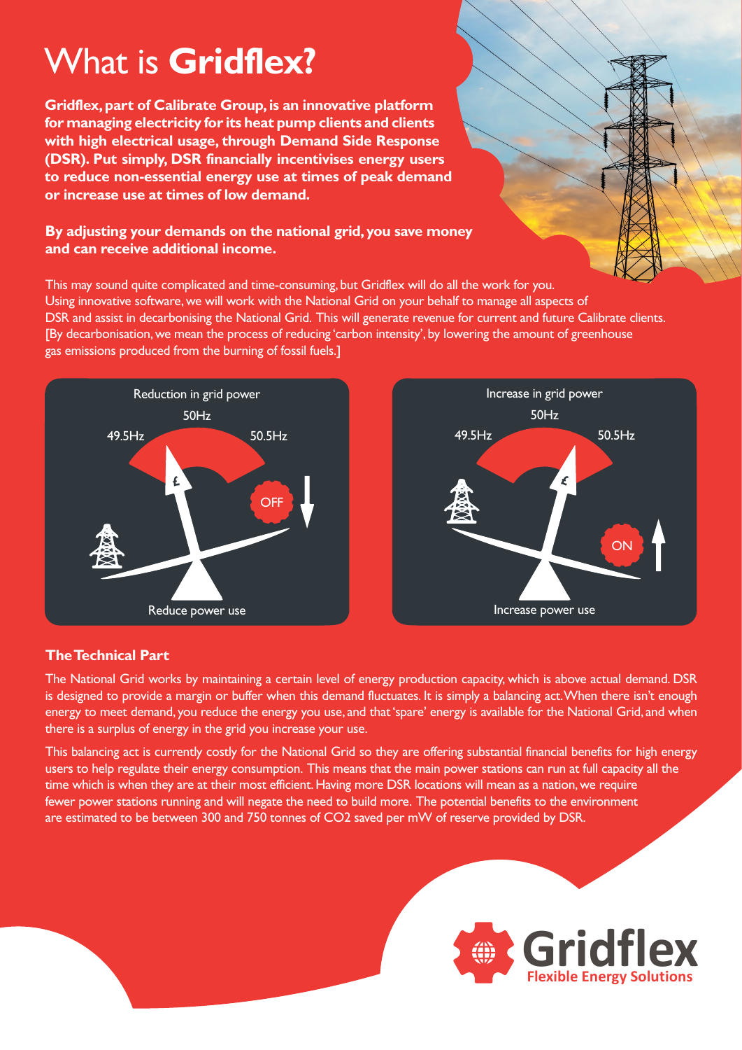# What is **Gridflex?**

**Gridflex, part of Calibrate Group, is an innovative platform for managing electricity for its heat pump clients and clients with high electrical usage, through Demand Side Response (DSR). Put simply, DSR financially incentivises energy users to reduce non-essential energy use at times of peak demand or increase use at times of low demand.**

**By adjusting your demands on the national grid, you save money and can receive additional income.**

This may sound quite complicated and time-consuming, but Gridflex will do all the work for you. Using innovative software, we will work with the National Grid on your behalf to manage all aspects of DSR and assist in decarbonising the National Grid. This will generate revenue for current and future Calibrate clients. [By decarbonisation, we mean the process of reducing 'carbon intensity', by lowering the amount of greenhouse gas emissions produced from the burning of fossil fuels.]

Reduction in grid power

49.5Hz — 50Hz — 50.5Hz

OFF

Reduce power use

Increase in grid power

49.5Hz — 50Hz — 50.5Hz

ON

Increase power use

## The Technical Part

The National Grid works by maintaining a certain level of energy production capacity, which is above actual demand. DSR is designed to provide a margin or buffer when this demand fluctuates. It is simply a balancing act. When there isn't enough energy to meet demand, you reduce the energy you use, and that 'spare' energy is available for the National Grid, and when there is a surplus of energy in the grid you increase your use.

This balancing act is currently costly for the National Grid so they are offering substantial financial benefits for high energy users to help regulate their energy consumption. This means that the main power stations can run at full capacity all the time which is when they are at their most efficient. Having more DSR locations will mean as a nation, we require fewer power stations running and will negate the need to build more. The potential benefits to the environment are estimated to be between 300 and 750 tonnes of $CO_2$ saved per mW of reserve provided by DSR.

Gridflex
Flexible Energy Solutions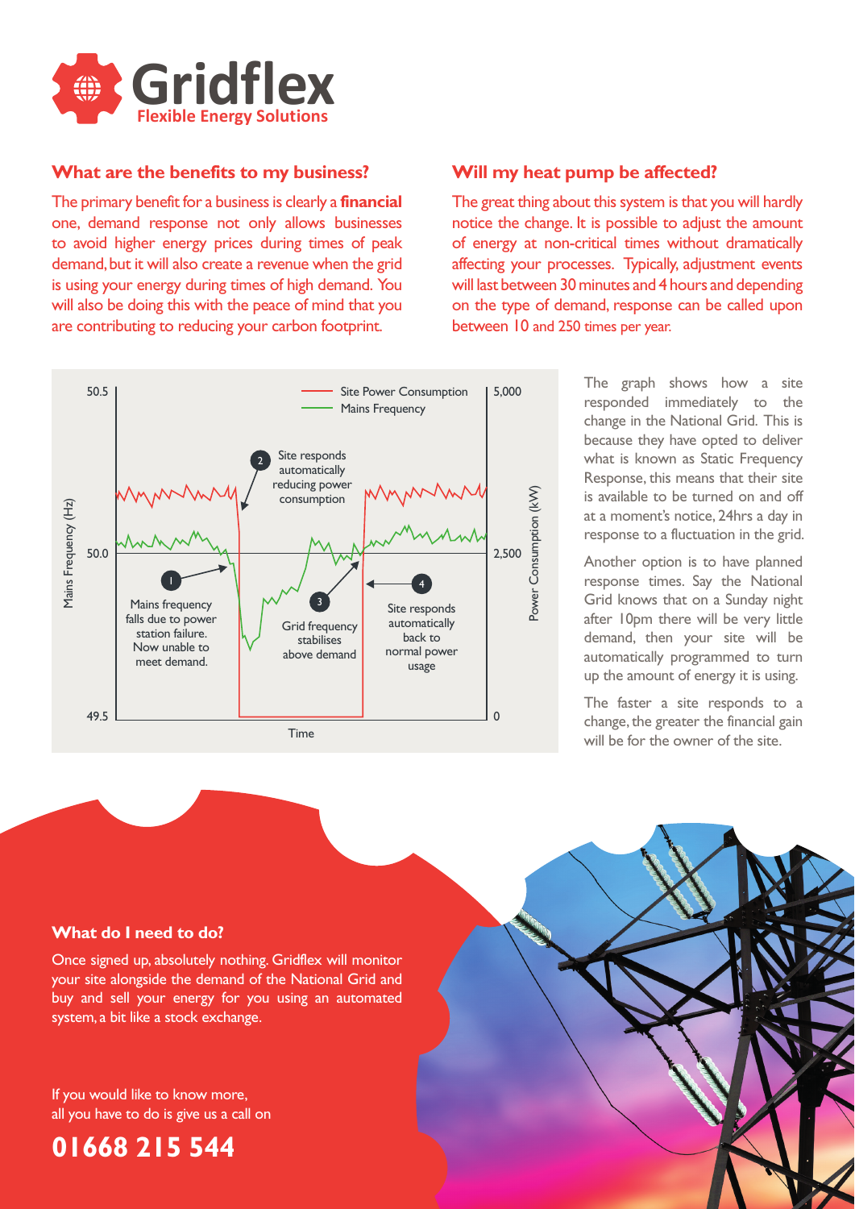# Gridflex

Flexible Energy Solutions

## What are the benefits to my business?

The primary benefit for a business is clearly a **financial** one, demand response not only allows businesses to avoid higher energy prices during times of peak demand, but it will also create a revenue when the grid is using your energy during times of high demand. You will also be doing this with the peace of mind that you are contributing to reducing your carbon footprint.

## Will my heat pump be affected?

The great thing about this system is that you will hardly notice the change. It is possible to adjust the amount of energy at non-critical times without dramatically affecting your processes. Typically, adjustment events will last between 30 minutes and 4 hours and depending on the type of demand, response can be called upon between 10 and 250 times per year.

Mains Frequency (Hz)
50.5
50.0
49.5
Power Consumption (kW)
5,000
2,500
0
Time
Site Power Consumption
Mains Frequency
1 Mains frequency falls due to power station failure. Now unable to meet demand.
2 Site responds automatically reducing power consumption
3 Grid frequency stabilises above demand
4 Site responds automatically back to normal power usage

The graph shows how a site responded immediately to the change in the National Grid. This is because they have opted to deliver what is known as Static Frequency Response, this means that their site is available to be turned on and off at a moment's notice, 24hrs a day in response to a fluctuation in the grid.

Another option is to have planned response times. Say the National Grid knows that on a Sunday night after 10pm there will be very little demand, then your site will be automatically programmed to turn up the amount of energy it is using.

The faster a site responds to a change, the greater the financial gain will be for the owner of the site.

## What do I need to do?

Once signed up, absolutely nothing. Gridflex will monitor your site alongside the demand of the National Grid and buy and sell your energy for you using an automated system, a bit like a stock exchange.

If you would like to know more, all you have to do is give us a call on

**01668 215 544**